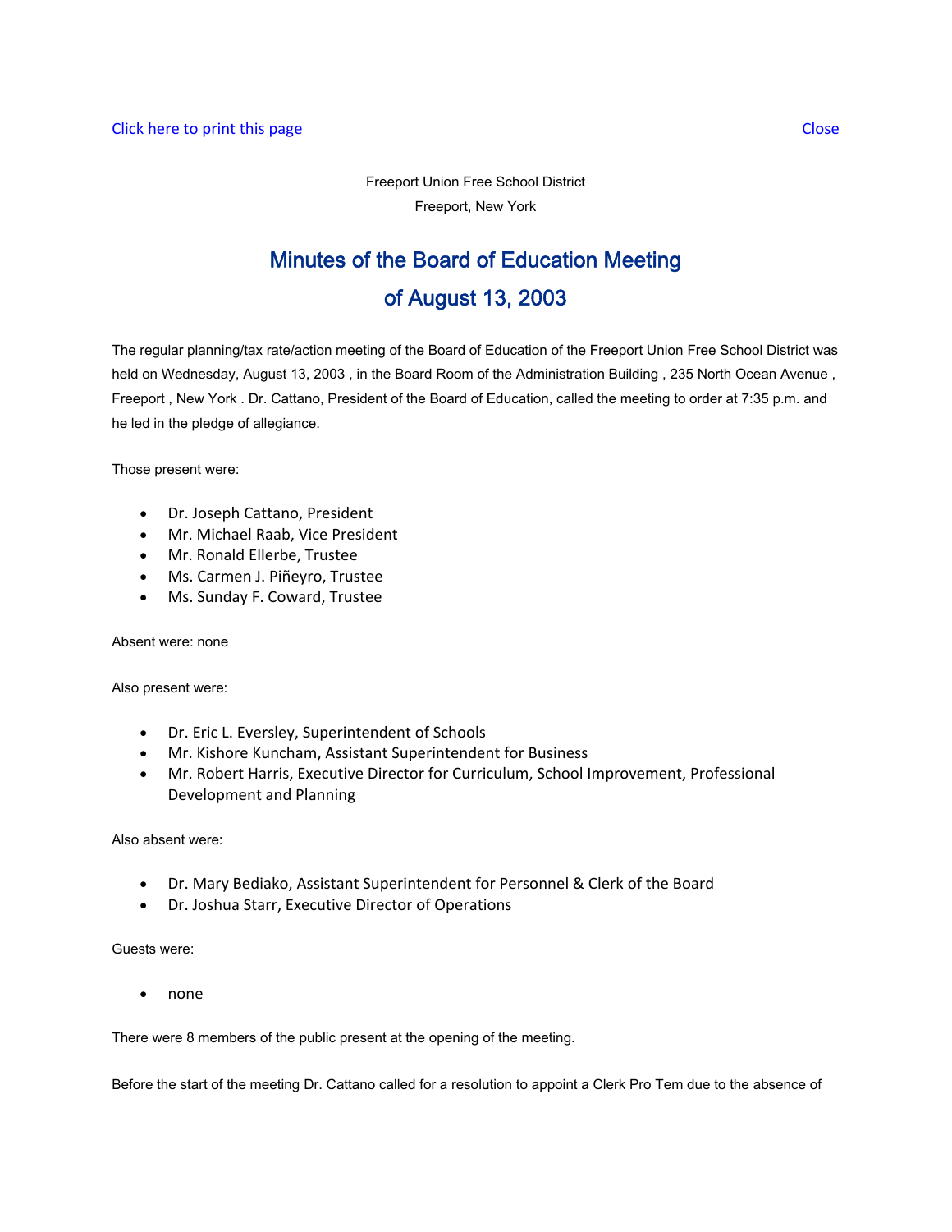Click here to print this page Close

Freeport Union Free School District

Freeport, New York

# Minutes of the Board of Education Meeting of August 13, 2003

The regular planning/tax rate/action meeting of the Board of Education of the Freeport Union Free School District was held on Wednesday, August 13, 2003 , in the Board Room of the Administration Building , 235 North Ocean Avenue , Freeport , New York . Dr. Cattano, President of the Board of Education, called the meeting to order at 7:35 p.m. and he led in the pledge of allegiance.

Those present were:

- Dr. Joseph Cattano, President
- Mr. Michael Raab, Vice President
- Mr. Ronald Ellerbe, Trustee
- Ms. Carmen J. Piñeyro, Trustee
- Ms. Sunday F. Coward, Trustee

Absent were: none

Also present were:

- Dr. Eric L. Eversley, Superintendent of Schools
- Mr. Kishore Kuncham, Assistant Superintendent for Business
- Mr. Robert Harris, Executive Director for Curriculum, School Improvement, Professional Development and Planning

Also absent were:

- Dr. Mary Bediako, Assistant Superintendent for Personnel & Clerk of the Board
- Dr. Joshua Starr, Executive Director of Operations

Guests were:

- none

There were 8 members of the public present at the opening of the meeting.

Before the start of the meeting Dr. Cattano called for a resolution to appoint a Clerk Pro Tem due to the absence of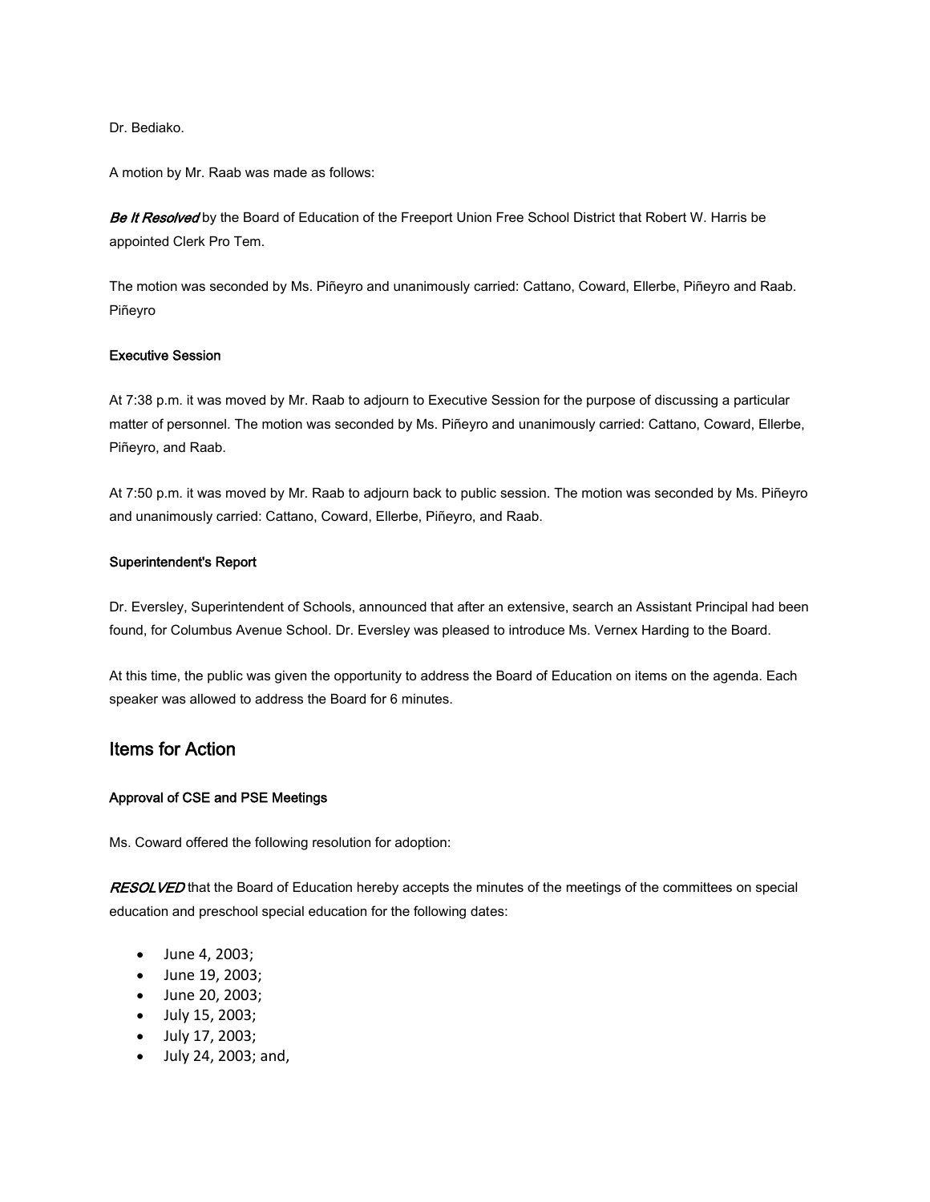Dr. Bediako.

A motion by Mr. Raab was made as follows:

***Be It Resolved*** by the Board of Education of the Freeport Union Free School District that Robert W. Harris be appointed Clerk Pro Tem.

The motion was seconded by Ms. Piñeyro and unanimously carried: Cattano, Coward, Ellerbe, Piñeyro and Raab. Piñeyro

#### Executive Session

At 7:38 p.m. it was moved by Mr. Raab to adjourn to Executive Session for the purpose of discussing a particular matter of personnel. The motion was seconded by Ms. Piñeyro and unanimously carried: Cattano, Coward, Ellerbe, Piñeyro, and Raab.

At 7:50 p.m. it was moved by Mr. Raab to adjourn back to public session. The motion was seconded by Ms. Piñeyro and unanimously carried: Cattano, Coward, Ellerbe, Piñeyro, and Raab.

#### Superintendent's Report

Dr. Eversley, Superintendent of Schools, announced that after an extensive, search an Assistant Principal had been found, for Columbus Avenue School. Dr. Eversley was pleased to introduce Ms. Vernex Harding to the Board.

At this time, the public was given the opportunity to address the Board of Education on items on the agenda. Each speaker was allowed to address the Board for 6 minutes.

## Items for Action

#### Approval of CSE and PSE Meetings

Ms. Coward offered the following resolution for adoption:

***RESOLVED*** that the Board of Education hereby accepts the minutes of the meetings of the committees on special education and preschool special education for the following dates:

- June 4, 2003;
- June 19, 2003;
- June 20, 2003;
- July 15, 2003;
- July 17, 2003;
- July 24, 2003; and,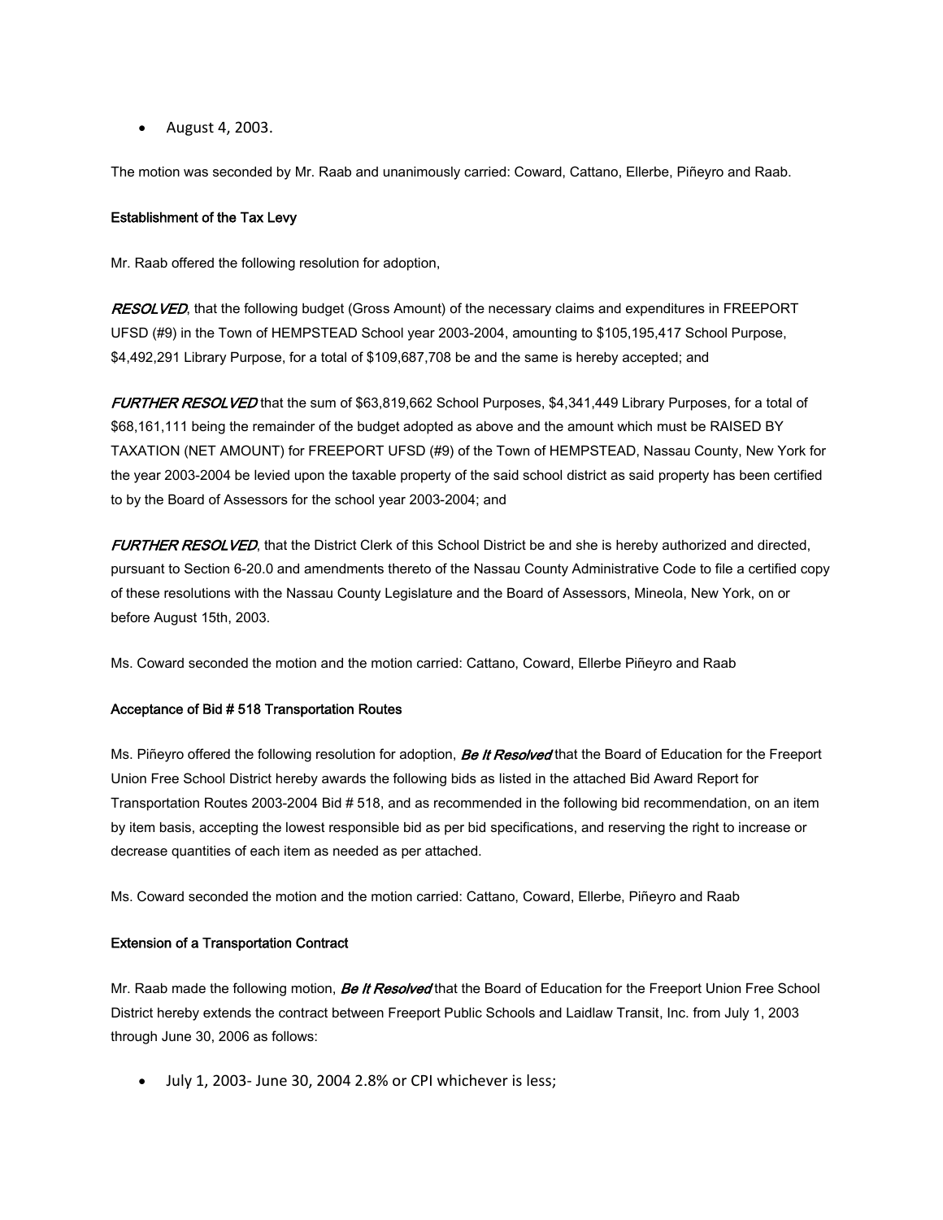- August 4, 2003.

The motion was seconded by Mr. Raab and unanimously carried: Coward, Cattano, Ellerbe, Piñeyro and Raab.

**Establishment of the Tax Levy**

Mr. Raab offered the following resolution for adoption,

***RESOLVED***, that the following budget (Gross Amount) of the necessary claims and expenditures in FREEPORT UFSD (#9) in the Town of HEMPSTEAD School year 2003-2004, amounting to $105,195,417 School Purpose, $4,492,291 Library Purpose, for a total of $109,687,708 be and the same is hereby accepted; and

***FURTHER RESOLVED*** that the sum of $63,819,662 School Purposes, $4,341,449 Library Purposes, for a total of $68,161,111 being the remainder of the budget adopted as above and the amount which must be RAISED BY TAXATION (NET AMOUNT) for FREEPORT UFSD (#9) of the Town of HEMPSTEAD, Nassau County, New York for the year 2003-2004 be levied upon the taxable property of the said school district as said property has been certified to by the Board of Assessors for the school year 2003-2004; and

***FURTHER RESOLVED***, that the District Clerk of this School District be and she is hereby authorized and directed, pursuant to Section 6-20.0 and amendments thereto of the Nassau County Administrative Code to file a certified copy of these resolutions with the Nassau County Legislature and the Board of Assessors, Mineola, New York, on or before August 15th, 2003.

Ms. Coward seconded the motion and the motion carried: Cattano, Coward, Ellerbe Piñeyro and Raab

**Acceptance of Bid # 518 Transportation Routes**

Ms. Piñeyro offered the following resolution for adoption, ***Be It Resolved*** that the Board of Education for the Freeport Union Free School District hereby awards the following bids as listed in the attached Bid Award Report for Transportation Routes 2003-2004 Bid # 518, and as recommended in the following bid recommendation, on an item by item basis, accepting the lowest responsible bid as per bid specifications, and reserving the right to increase or decrease quantities of each item as needed as per attached.

Ms. Coward seconded the motion and the motion carried: Cattano, Coward, Ellerbe, Piñeyro and Raab

**Extension of a Transportation Contract**

Mr. Raab made the following motion, ***Be It Resolved*** that the Board of Education for the Freeport Union Free School District hereby extends the contract between Freeport Public Schools and Laidlaw Transit, Inc. from July 1, 2003 through June 30, 2006 as follows:

- July 1, 2003- June 30, 2004 2.8% or CPI whichever is less;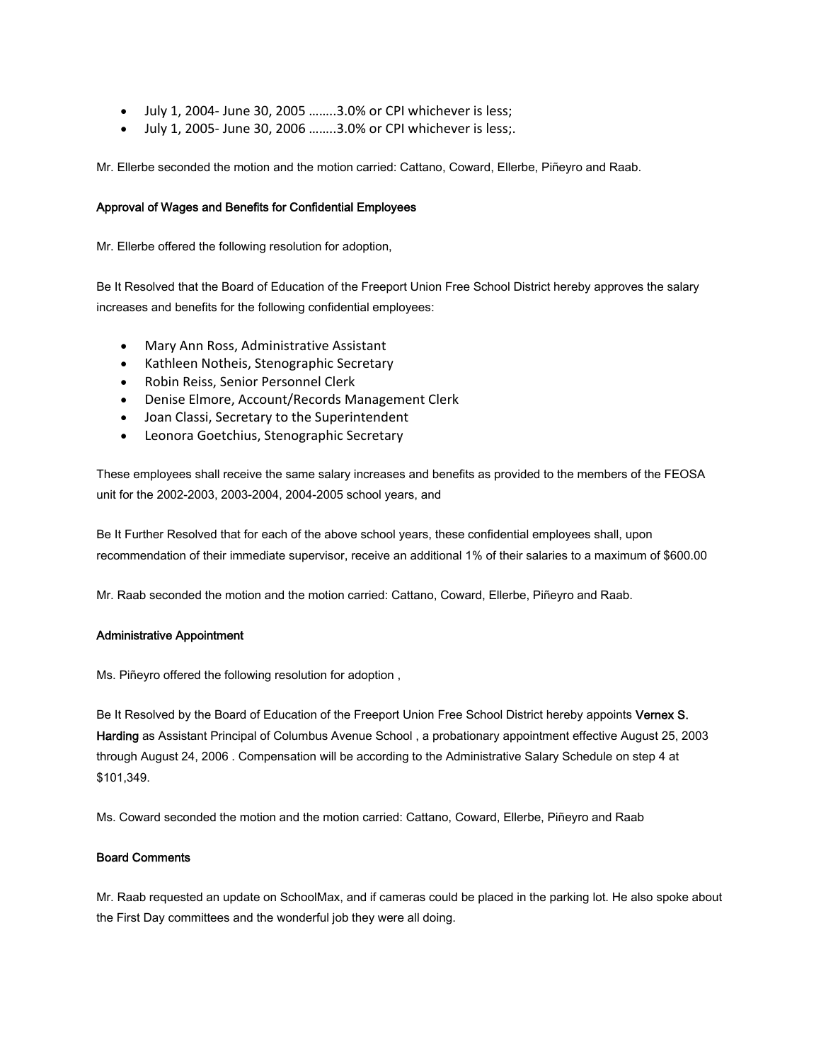- July 1, 2004- June 30, 2005 ……..3.0% or CPI whichever is less;
- July 1, 2005- June 30, 2006 ……..3.0% or CPI whichever is less;.

Mr. Ellerbe seconded the motion and the motion carried: Cattano, Coward, Ellerbe, Piñeyro and Raab.

#### Approval of Wages and Benefits for Confidential Employees

Mr. Ellerbe offered the following resolution for adoption,

Be It Resolved that the Board of Education of the Freeport Union Free School District hereby approves the salary increases and benefits for the following confidential employees:

- Mary Ann Ross, Administrative Assistant
- Kathleen Notheis, Stenographic Secretary
- Robin Reiss, Senior Personnel Clerk
- Denise Elmore, Account/Records Management Clerk
- Joan Classi, Secretary to the Superintendent
- Leonora Goetchius, Stenographic Secretary

These employees shall receive the same salary increases and benefits as provided to the members of the FEOSA unit for the 2002-2003, 2003-2004, 2004-2005 school years, and

Be It Further Resolved that for each of the above school years, these confidential employees shall, upon recommendation of their immediate supervisor, receive an additional 1% of their salaries to a maximum of $600.00

Mr. Raab seconded the motion and the motion carried: Cattano, Coward, Ellerbe, Piñeyro and Raab.

#### Administrative Appointment

Ms. Piñeyro offered the following resolution for adoption ,

Be It Resolved by the Board of Education of the Freeport Union Free School District hereby appoints **Vernex S. Harding** as Assistant Principal of Columbus Avenue School , a probationary appointment effective August 25, 2003 through August 24, 2006 . Compensation will be according to the Administrative Salary Schedule on step 4 at $101,349.

Ms. Coward seconded the motion and the motion carried: Cattano, Coward, Ellerbe, Piñeyro and Raab

#### Board Comments

Mr. Raab requested an update on SchoolMax, and if cameras could be placed in the parking lot. He also spoke about the First Day committees and the wonderful job they were all doing.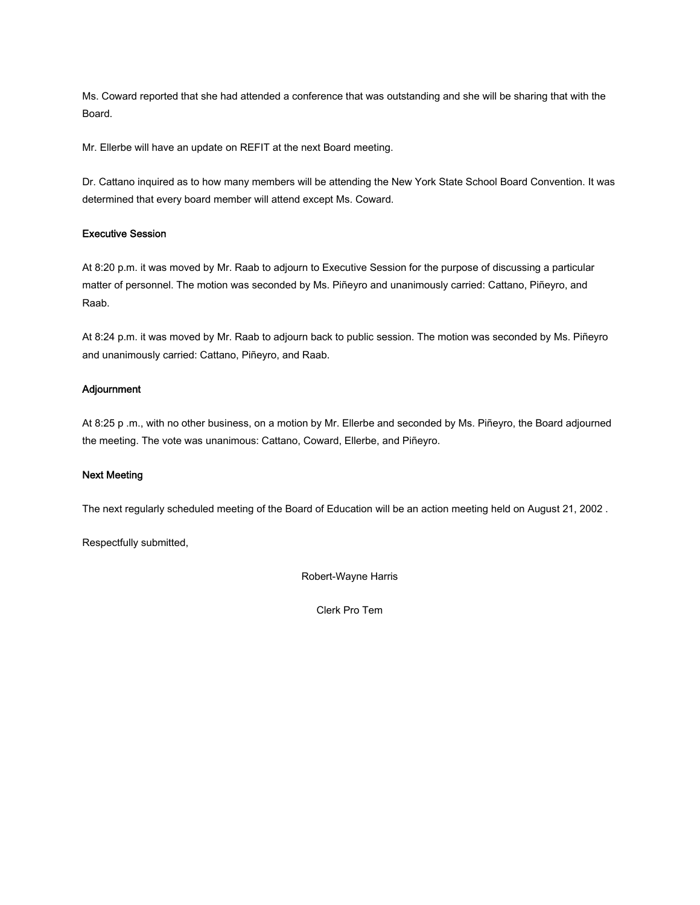Ms. Coward reported that she had attended a conference that was outstanding and she will be sharing that with the Board.

Mr. Ellerbe will have an update on REFIT at the next Board meeting.

Dr. Cattano inquired as to how many members will be attending the New York State School Board Convention. It was determined that every board member will attend except Ms. Coward.

**Executive Session**

At 8:20 p.m. it was moved by Mr. Raab to adjourn to Executive Session for the purpose of discussing a particular matter of personnel. The motion was seconded by Ms. Piñeyro and unanimously carried: Cattano, Piñeyro, and Raab.

At 8:24 p.m. it was moved by Mr. Raab to adjourn back to public session. The motion was seconded by Ms. Piñeyro and unanimously carried: Cattano, Piñeyro, and Raab.

**Adjournment**

At 8:25 p .m., with no other business, on a motion by Mr. Ellerbe and seconded by Ms. Piñeyro, the Board adjourned the meeting. The vote was unanimous: Cattano, Coward, Ellerbe, and Piñeyro.

**Next Meeting**

The next regularly scheduled meeting of the Board of Education will be an action meeting held on August 21, 2002 .

Respectfully submitted,

Robert-Wayne Harris

Clerk Pro Tem